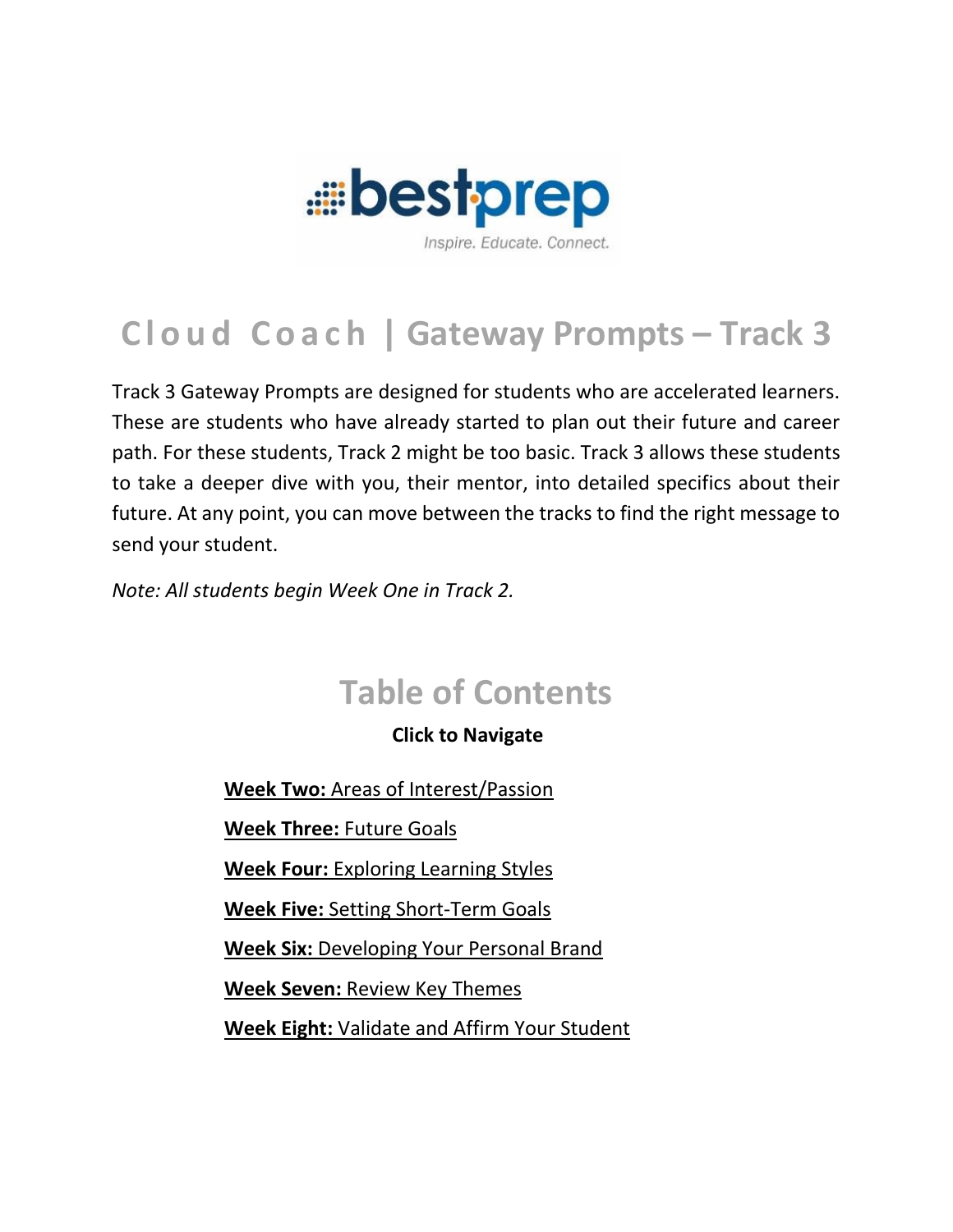# Cloud Coach | Gateway Prompts – Track 3

Track 3 Gateway Prompts are designed for students who are accelerated learners. These are students who have already started to plan out their future and career path. For these students, Track 2 might be too basic. Track 3 allows these students to take a deeper dive with you, their mentor, into detailed specifics about their future. At any point, you can move between the tracks to find the right message to send your student.

*Note: All students begin Week One in Track 2.*

## Table of Contents

**Click to Navigate**

**Week Two:** Areas of Interest/Passion

**Week Three:** Future Goals

**Week Four:** Exploring Learning Styles

**Week Five:** Setting Short-Term Goals

**Week Six:** Developing Your Personal Brand

**Week Seven:** Review Key Themes

**Week Eight:** Validate and Affirm Your Student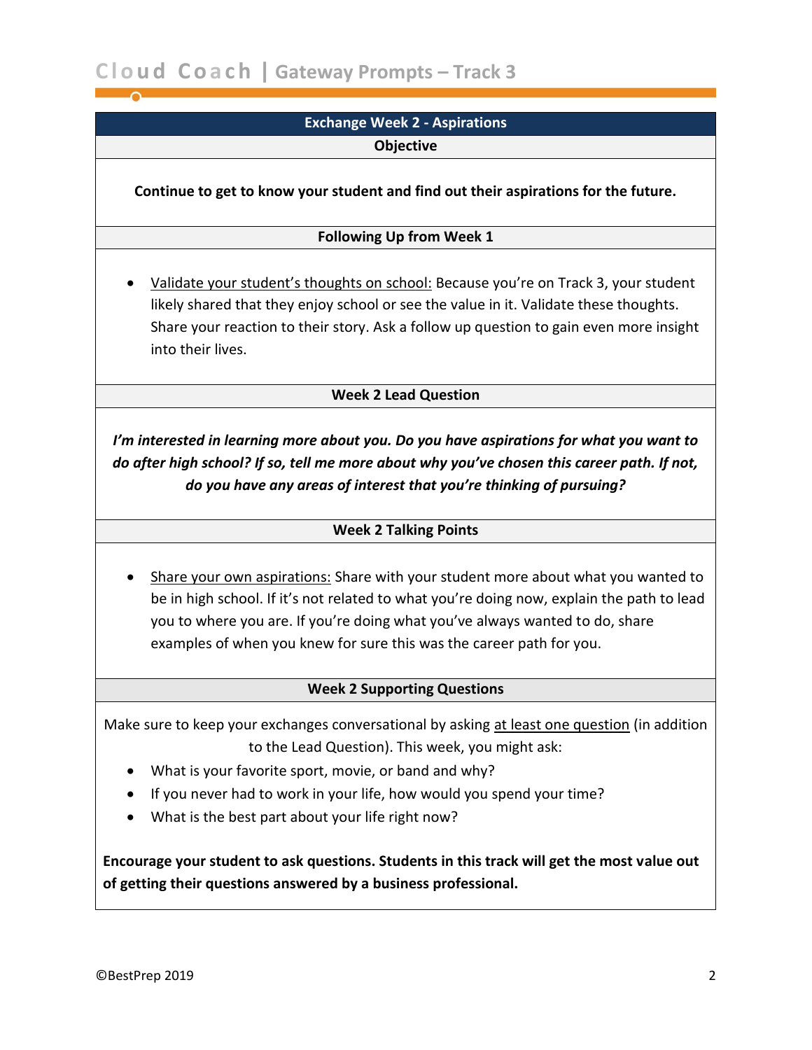## Exchange Week 2 - Aspirations

### Objective

**Continue to get to know your student and find out their aspirations for the future.**

### Following Up from Week 1

- Validate your student's thoughts on school: Because you're on Track 3, your student likely shared that they enjoy school or see the value in it. Validate these thoughts. Share your reaction to their story. Ask a follow up question to gain even more insight into their lives.

### Week 2 Lead Question

***I'm interested in learning more about you. Do you have aspirations for what you want to do after high school? If so, tell me more about why you've chosen this career path. If not, do you have any areas of interest that you're thinking of pursuing?***

### Week 2 Talking Points

- Share your own aspirations: Share with your student more about what you wanted to be in high school. If it's not related to what you're doing now, explain the path to lead you to where you are. If you're doing what you've always wanted to do, share examples of when you knew for sure this was the career path for you.

### Week 2 Supporting Questions

Make sure to keep your exchanges conversational by asking at least one question (in addition to the Lead Question). This week, you might ask:

- What is your favorite sport, movie, or band and why?
- If you never had to work in your life, how would you spend your time?
- What is the best part about your life right now?

**Encourage your student to ask questions. Students in this track will get the most value out of getting their questions answered by a business professional.**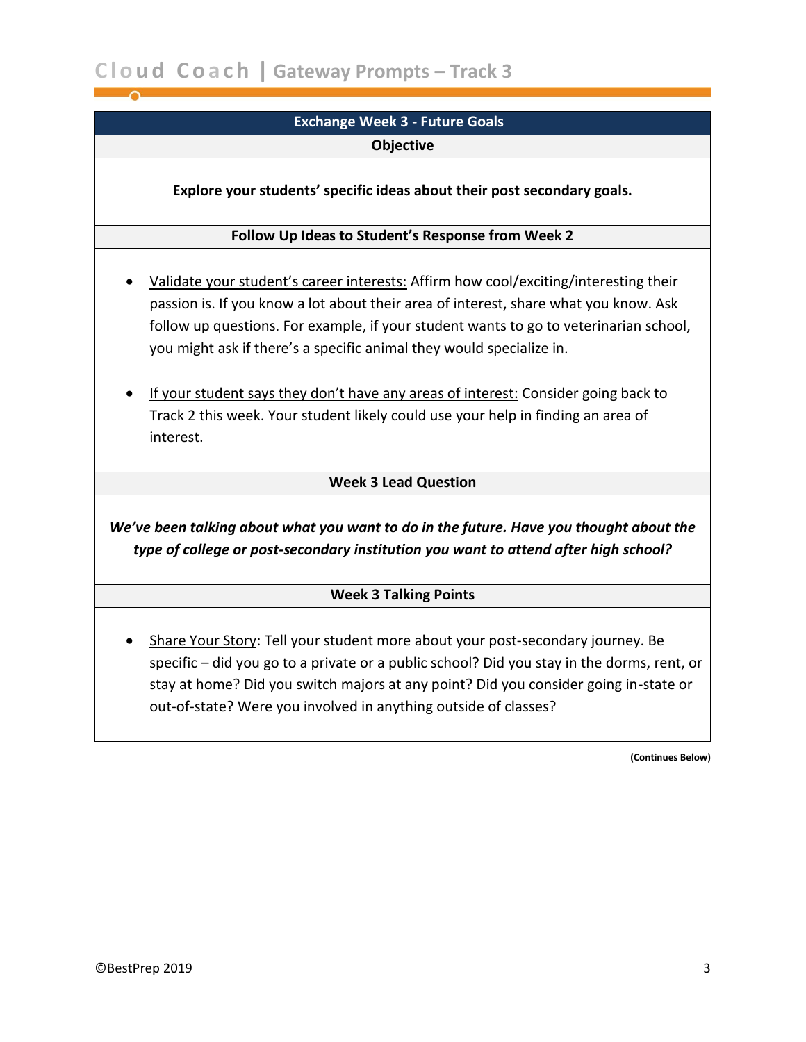## Exchange Week 3 - Future Goals

### Objective

**Explore your students' specific ideas about their post secondary goals.**

### Follow Up Ideas to Student's Response from Week 2

- Validate your student's career interests: Affirm how cool/exciting/interesting their passion is. If you know a lot about their area of interest, share what you know. Ask follow up questions. For example, if your student wants to go to veterinarian school, you might ask if there's a specific animal they would specialize in.

- If your student says they don't have any areas of interest: Consider going back to Track 2 this week. Your student likely could use your help in finding an area of interest.

### Week 3 Lead Question

***We've been talking about what you want to do in the future. Have you thought about the type of college or post-secondary institution you want to attend after high school?***

### Week 3 Talking Points

- Share Your Story: Tell your student more about your post-secondary journey. Be specific – did you go to a private or a public school? Did you stay in the dorms, rent, or stay at home? Did you switch majors at any point? Did you consider going in-state or out-of-state? Were you involved in anything outside of classes?

**(Continues Below)**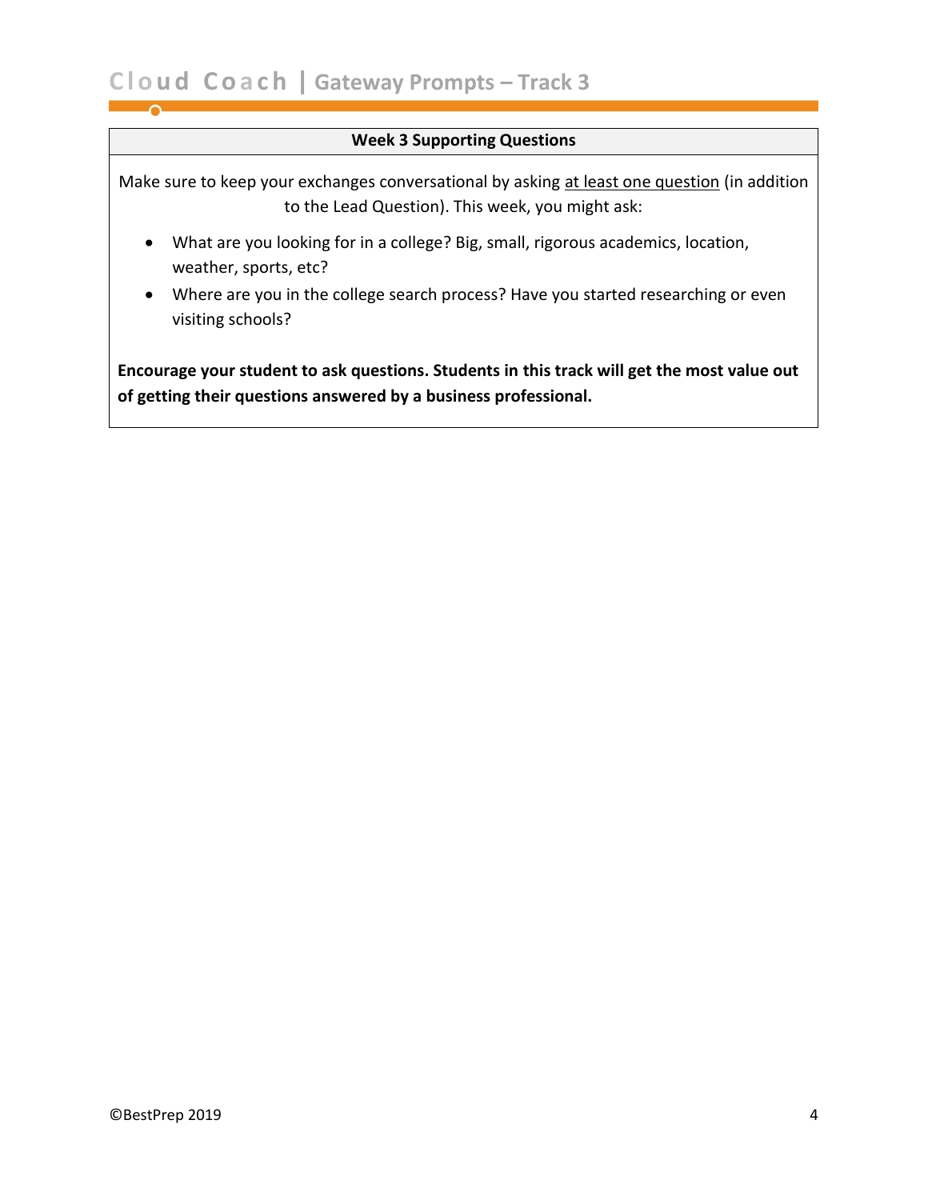### Week 3 Supporting Questions

Make sure to keep your exchanges conversational by asking at least one question (in addition to the Lead Question). This week, you might ask:

- What are you looking for in a college? Big, small, rigorous academics, location, weather, sports, etc?
- Where are you in the college search process? Have you started researching or even visiting schools?

**Encourage your student to ask questions. Students in this track will get the most value out of getting their questions answered by a business professional.**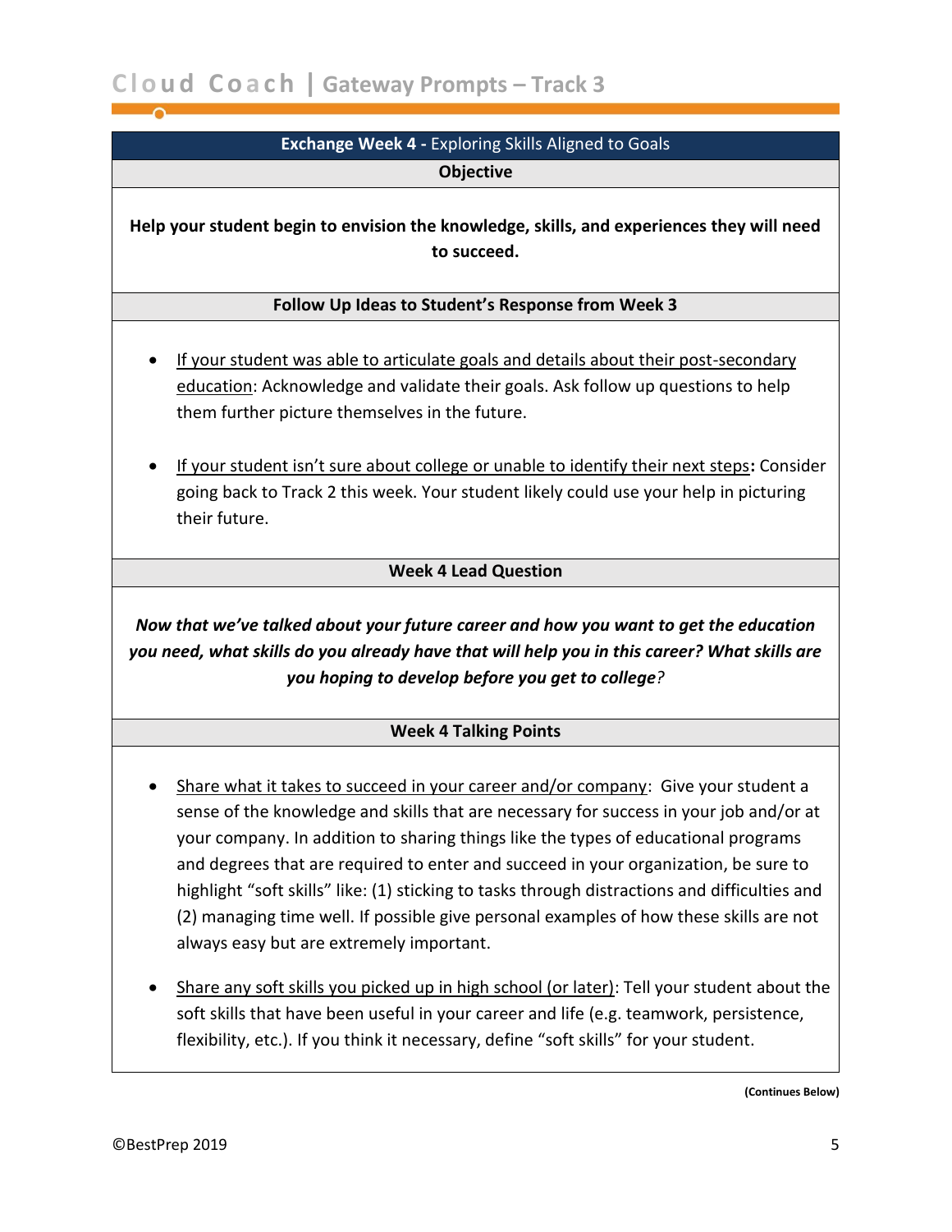## Exchange Week 4 - Exploring Skills Aligned to Goals

### Objective

**Help your student begin to envision the knowledge, skills, and experiences they will need to succeed.**

### Follow Up Ideas to Student's Response from Week 3

- If your student was able to articulate goals and details about their post-secondary education: Acknowledge and validate their goals. Ask follow up questions to help them further picture themselves in the future.
- If your student isn't sure about college or unable to identify their next steps**:** Consider going back to Track 2 this week. Your student likely could use your help in picturing their future.

### Week 4 Lead Question

***Now that we've talked about your future career and how you want to get the education you need, what skills do you already have that will help you in this career? What skills are you hoping to develop before you get to college?***

### Week 4 Talking Points

- Share what it takes to succeed in your career and/or company: Give your student a sense of the knowledge and skills that are necessary for success in your job and/or at your company. In addition to sharing things like the types of educational programs and degrees that are required to enter and succeed in your organization, be sure to highlight "soft skills" like: (1) sticking to tasks through distractions and difficulties and (2) managing time well. If possible give personal examples of how these skills are not always easy but are extremely important.
- Share any soft skills you picked up in high school (or later): Tell your student about the soft skills that have been useful in your career and life (e.g. teamwork, persistence, flexibility, etc.). If you think it necessary, define "soft skills" for your student.

**(Continues Below)**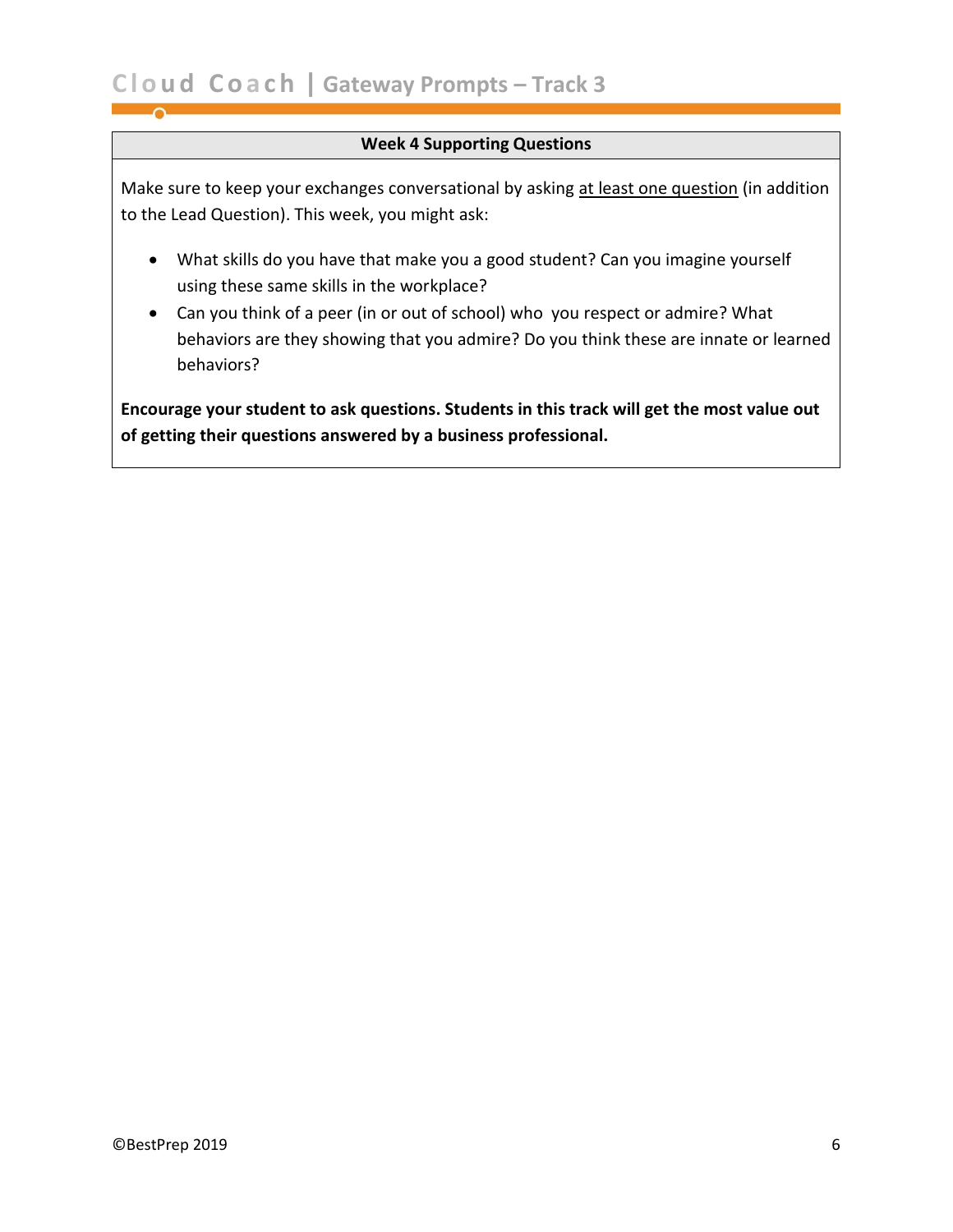## Week 4 Supporting Questions

Make sure to keep your exchanges conversational by asking <u>at least one question</u> (in addition to the Lead Question). This week, you might ask:

- What skills do you have that make you a good student? Can you imagine yourself using these same skills in the workplace?
- Can you think of a peer (in or out of school) who you respect or admire? What behaviors are they showing that you admire? Do you think these are innate or learned behaviors?

**Encourage your student to ask questions. Students in this track will get the most value out of getting their questions answered by a business professional.**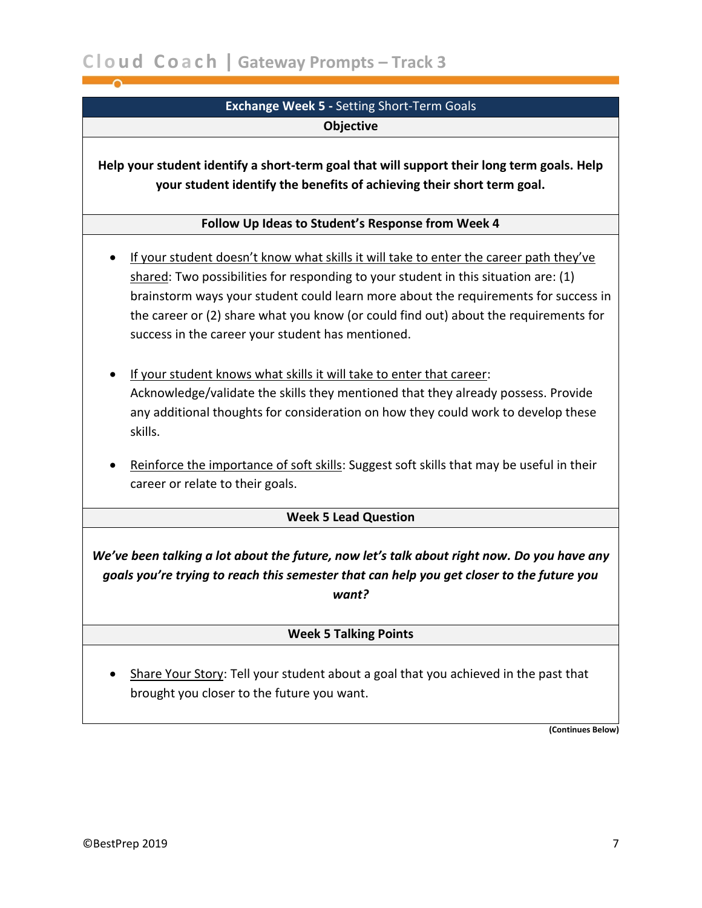## Exchange Week 5 - Setting Short-Term Goals

### Objective

**Help your student identify a short-term goal that will support their long term goals. Help your student identify the benefits of achieving their short term goal.**

### Follow Up Ideas to Student's Response from Week 4

- If your student doesn't know what skills it will take to enter the career path they've shared: Two possibilities for responding to your student in this situation are: (1) brainstorm ways your student could learn more about the requirements for success in the career or (2) share what you know (or could find out) about the requirements for success in the career your student has mentioned.

- If your student knows what skills it will take to enter that career: Acknowledge/validate the skills they mentioned that they already possess. Provide any additional thoughts for consideration on how they could work to develop these skills.

- Reinforce the importance of soft skills: Suggest soft skills that may be useful in their career or relate to their goals.

### Week 5 Lead Question

***We've been talking a lot about the future, now let's talk about right now. Do you have any goals you're trying to reach this semester that can help you get closer to the future you want?***

### Week 5 Talking Points

- Share Your Story: Tell your student about a goal that you achieved in the past that brought you closer to the future you want.

**(Continues Below)**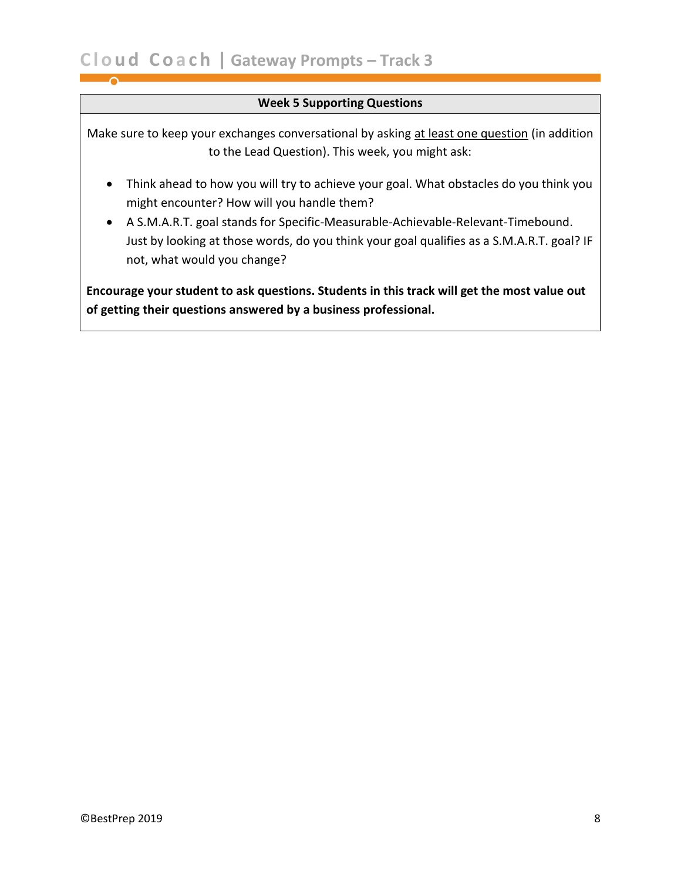## Week 5 Supporting Questions

Make sure to keep your exchanges conversational by asking at least one question (in addition to the Lead Question). This week, you might ask:

- Think ahead to how you will try to achieve your goal. What obstacles do you think you might encounter? How will you handle them?
- A S.M.A.R.T. goal stands for Specific-Measurable-Achievable-Relevant-Timebound. Just by looking at those words, do you think your goal qualifies as a S.M.A.R.T. goal? IF not, what would you change?

**Encourage your student to ask questions. Students in this track will get the most value out of getting their questions answered by a business professional.**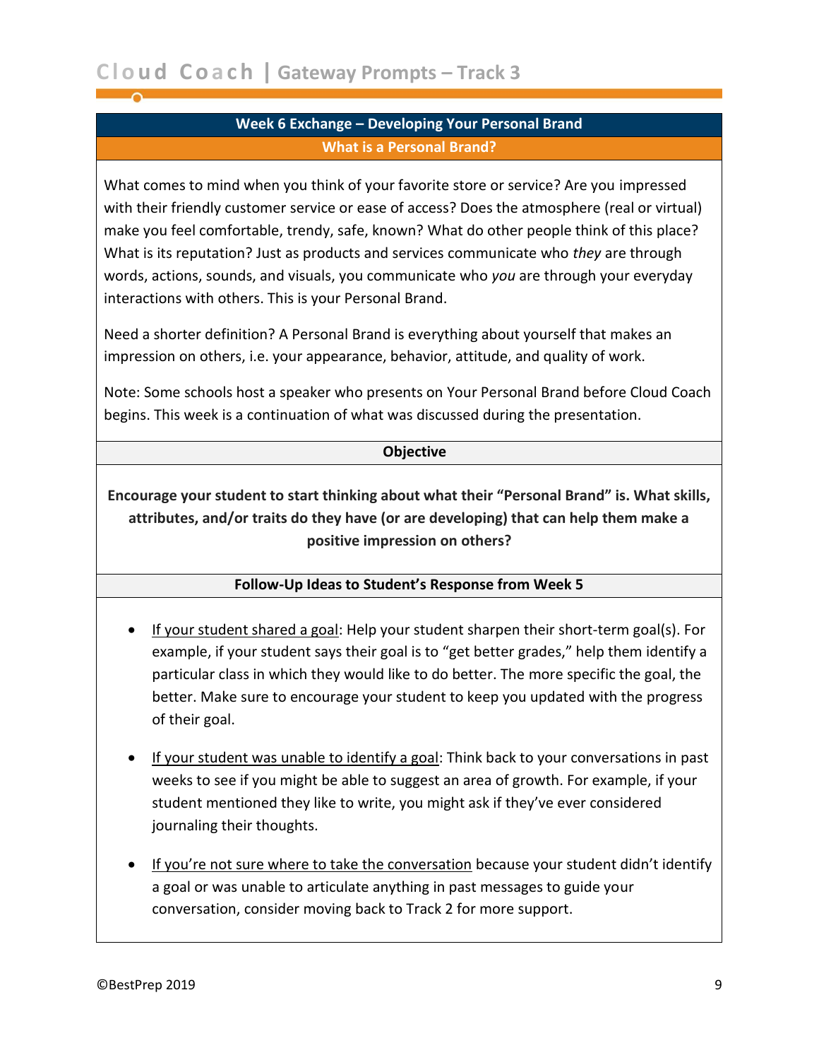## Week 6 Exchange – Developing Your Personal Brand

### What is a Personal Brand?

What comes to mind when you think of your favorite store or service? Are you impressed with their friendly customer service or ease of access? Does the atmosphere (real or virtual) make you feel comfortable, trendy, safe, known? What do other people think of this place? What is its reputation? Just as products and services communicate who *they* are through words, actions, sounds, and visuals, you communicate who *you* are through your everyday interactions with others. This is your Personal Brand.

Need a shorter definition? A Personal Brand is everything about yourself that makes an impression on others, i.e. your appearance, behavior, attitude, and quality of work.

Note: Some schools host a speaker who presents on Your Personal Brand before Cloud Coach begins. This week is a continuation of what was discussed during the presentation.

### Objective

**Encourage your student to start thinking about what their "Personal Brand" is. What skills, attributes, and/or traits do they have (or are developing) that can help them make a positive impression on others?**

### Follow-Up Ideas to Student's Response from Week 5

- <u>If your student shared a goal</u>: Help your student sharpen their short-term goal(s). For example, if your student says their goal is to "get better grades," help them identify a particular class in which they would like to do better. The more specific the goal, the better. Make sure to encourage your student to keep you updated with the progress of their goal.

- <u>If your student was unable to identify a goal</u>: Think back to your conversations in past weeks to see if you might be able to suggest an area of growth. For example, if your student mentioned they like to write, you might ask if they've ever considered journaling their thoughts.

- <u>If you're not sure where to take the conversation</u> because your student didn't identify a goal or was unable to articulate anything in past messages to guide your conversation, consider moving back to Track 2 for more support.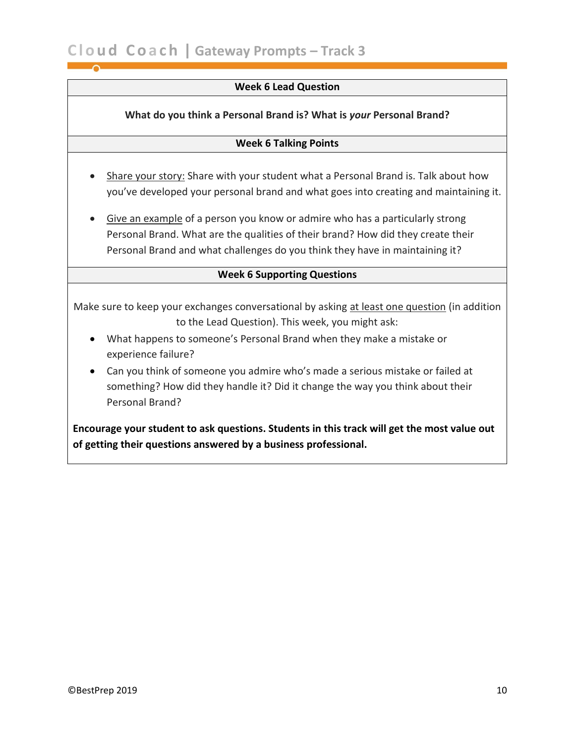## Week 6 Lead Question

**What do you think a Personal Brand is? What is *your* Personal Brand?**

## Week 6 Talking Points

- Share your story: Share with your student what a Personal Brand is. Talk about how you've developed your personal brand and what goes into creating and maintaining it.
- Give an example of a person you know or admire who has a particularly strong Personal Brand. What are the qualities of their brand? How did they create their Personal Brand and what challenges do you think they have in maintaining it?

## Week 6 Supporting Questions

Make sure to keep your exchanges conversational by asking at least one question (in addition to the Lead Question). This week, you might ask:

- What happens to someone's Personal Brand when they make a mistake or experience failure?
- Can you think of someone you admire who's made a serious mistake or failed at something? How did they handle it? Did it change the way you think about their Personal Brand?

**Encourage your student to ask questions. Students in this track will get the most value out of getting their questions answered by a business professional.**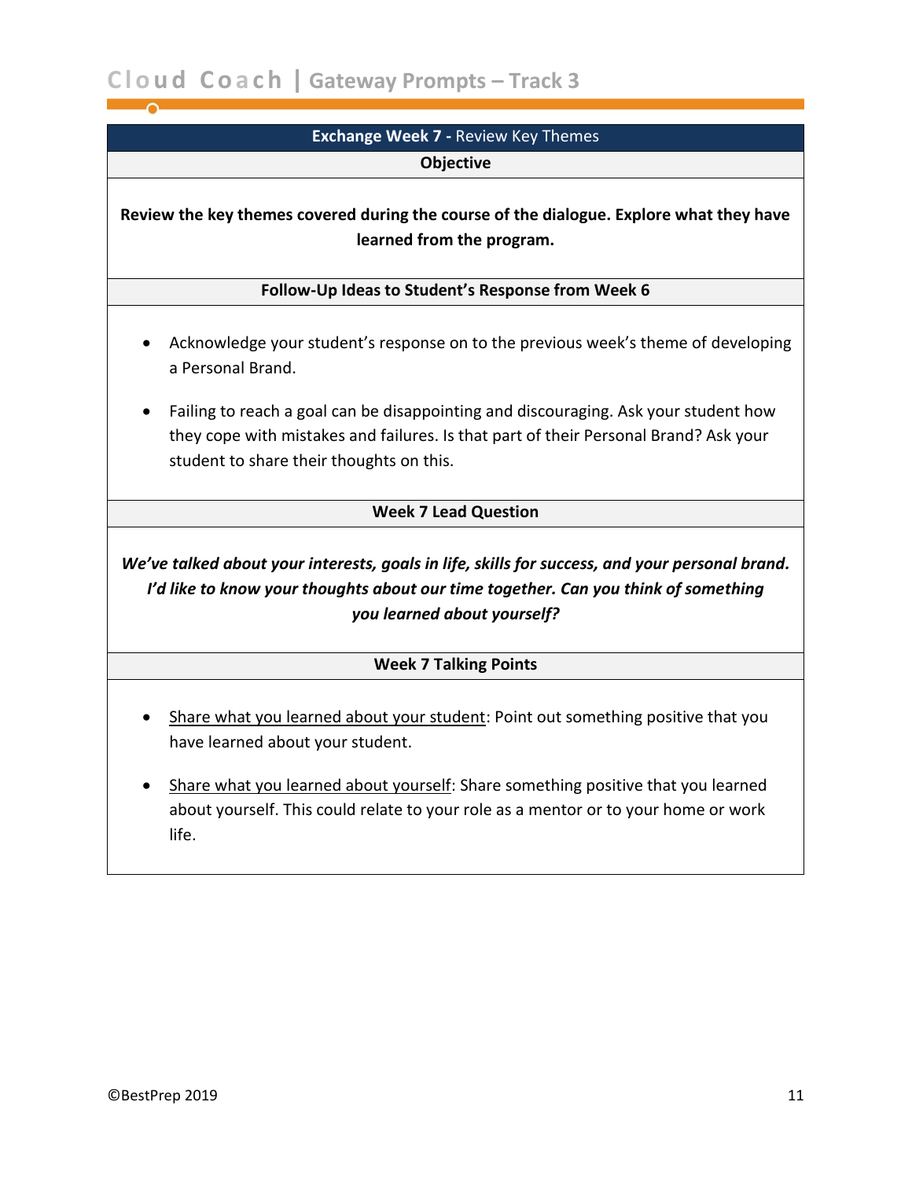## **Exchange Week 7 -** Review Key Themes

**Objective**

**Review the key themes covered during the course of the dialogue. Explore what they have learned from the program.**

**Follow-Up Ideas to Student's Response from Week 6**

- Acknowledge your student's response on to the previous week's theme of developing a Personal Brand.
- Failing to reach a goal can be disappointing and discouraging. Ask your student how they cope with mistakes and failures. Is that part of their Personal Brand? Ask your student to share their thoughts on this.

**Week 7 Lead Question**

***We've talked about your interests, goals in life, skills for success, and your personal brand. I'd like to know your thoughts about our time together. Can you think of something you learned about yourself?***

**Week 7 Talking Points**

- <u>Share what you learned about your student</u>: Point out something positive that you have learned about your student.
- <u>Share what you learned about yourself</u>: Share something positive that you learned about yourself. This could relate to your role as a mentor or to your home or work life.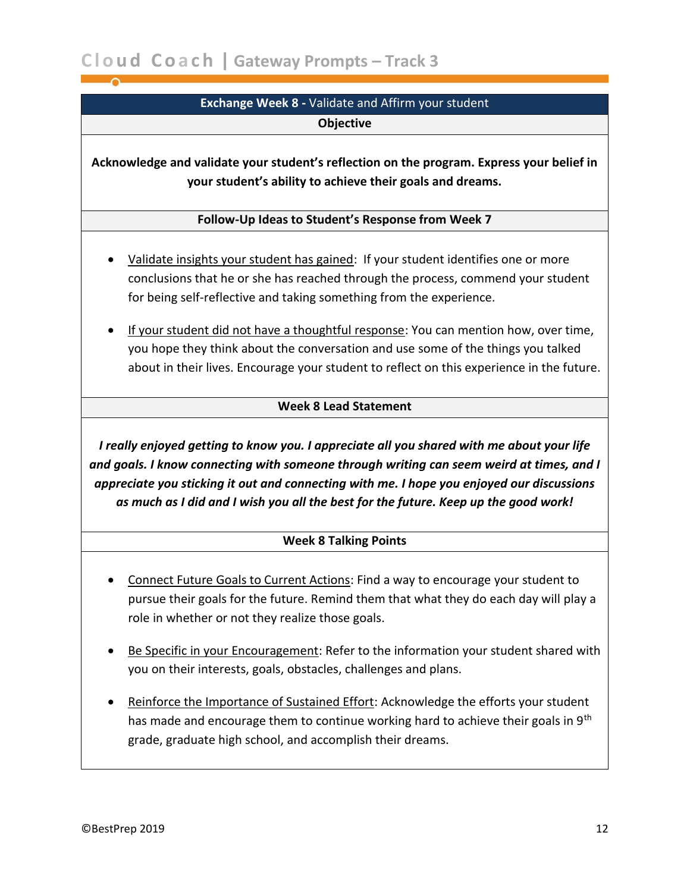## Exchange Week 8 - Validate and Affirm your student

### Objective

**Acknowledge and validate your student's reflection on the program. Express your belief in your student's ability to achieve their goals and dreams.**

### Follow-Up Ideas to Student's Response from Week 7

- Validate insights your student has gained: If your student identifies one or more conclusions that he or she has reached through the process, commend your student for being self-reflective and taking something from the experience.
- If your student did not have a thoughtful response: You can mention how, over time, you hope they think about the conversation and use some of the things you talked about in their lives. Encourage your student to reflect on this experience in the future.

### Week 8 Lead Statement

***I really enjoyed getting to know you. I appreciate all you shared with me about your life and goals. I know connecting with someone through writing can seem weird at times, and I appreciate you sticking it out and connecting with me. I hope you enjoyed our discussions as much as I did and I wish you all the best for the future. Keep up the good work!***

### Week 8 Talking Points

- Connect Future Goals to Current Actions: Find a way to encourage your student to pursue their goals for the future. Remind them that what they do each day will play a role in whether or not they realize those goals.
- Be Specific in your Encouragement: Refer to the information your student shared with you on their interests, goals, obstacles, challenges and plans.
- Reinforce the Importance of Sustained Effort: Acknowledge the efforts your student has made and encourage them to continue working hard to achieve their goals in 9th grade, graduate high school, and accomplish their dreams.

©BestPrep 2019